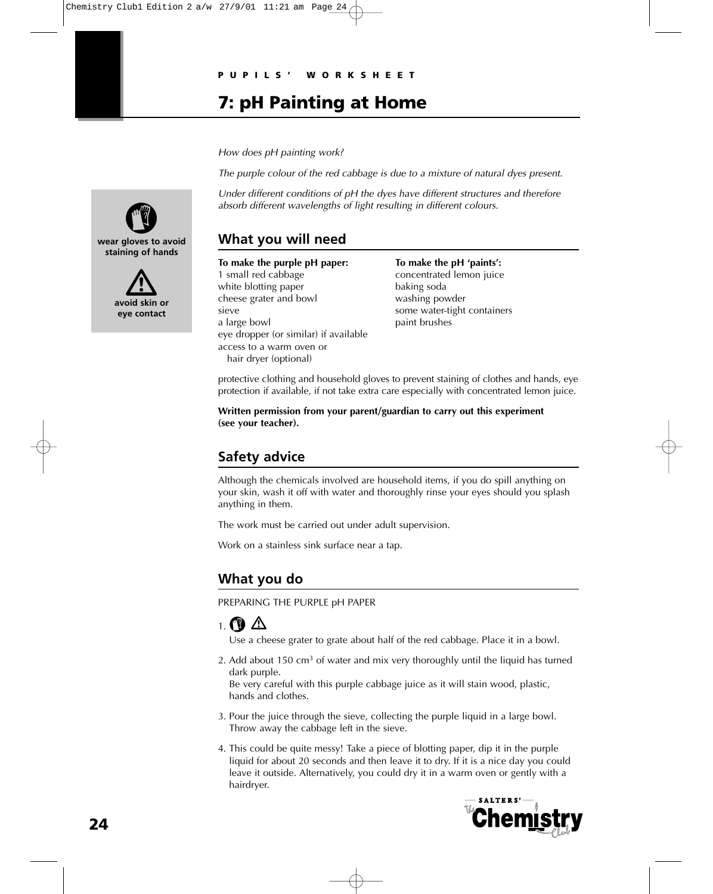PUPILS' WORKSHEET

# 7: pH Painting at Home

*How does pH painting work?*

*The purple colour of the red cabbage is due to a mixture of natural dyes present.*

*Under different conditions of pH the dyes have different structures and therefore absorb different wavelengths of light resulting in different colours.*

**wear gloves to avoid staining of hands**

**avoid skin or eye contact**

## What you will need

**To make the purple pH paper:**
1 small red cabbage
white blotting paper
cheese grater and bowl
sieve
a large bowl
eye dropper (or similar) if available
access to a warm oven or
  hair dryer (optional)

**To make the pH 'paints':**
concentrated lemon juice
baking soda
washing powder
some water-tight containers
paint brushes

protective clothing and household gloves to prevent staining of clothes and hands, eye protection if available, if not take extra care especially with concentrated lemon juice.

**Written permission from your parent/guardian to carry out this experiment (see your teacher).**

## Safety advice

Although the chemicals involved are household items, if you do spill anything on your skin, wash it off with water and thoroughly rinse your eyes should you splash anything in them.

The work must be carried out under adult supervision.

Work on a stainless sink surface near a tap.

## What you do

PREPARING THE PURPLE pH PAPER

1. Use a cheese grater to grate about half of the red cabbage. Place it in a bowl.
2. Add about 150 $cm^3$ of water and mix very thoroughly until the liquid has turned dark purple.
   Be very careful with this purple cabbage juice as it will stain wood, plastic, hands and clothes.
3. Pour the juice through the sieve, collecting the purple liquid in a large bowl. Throw away the cabbage left in the sieve.
4. This could be quite messy! Take a piece of blotting paper, dip it in the purple liquid for about 20 seconds and then leave it to dry. If it is a nice day you could leave it outside. Alternatively, you could dry it in a warm oven or gently with a hairdryer.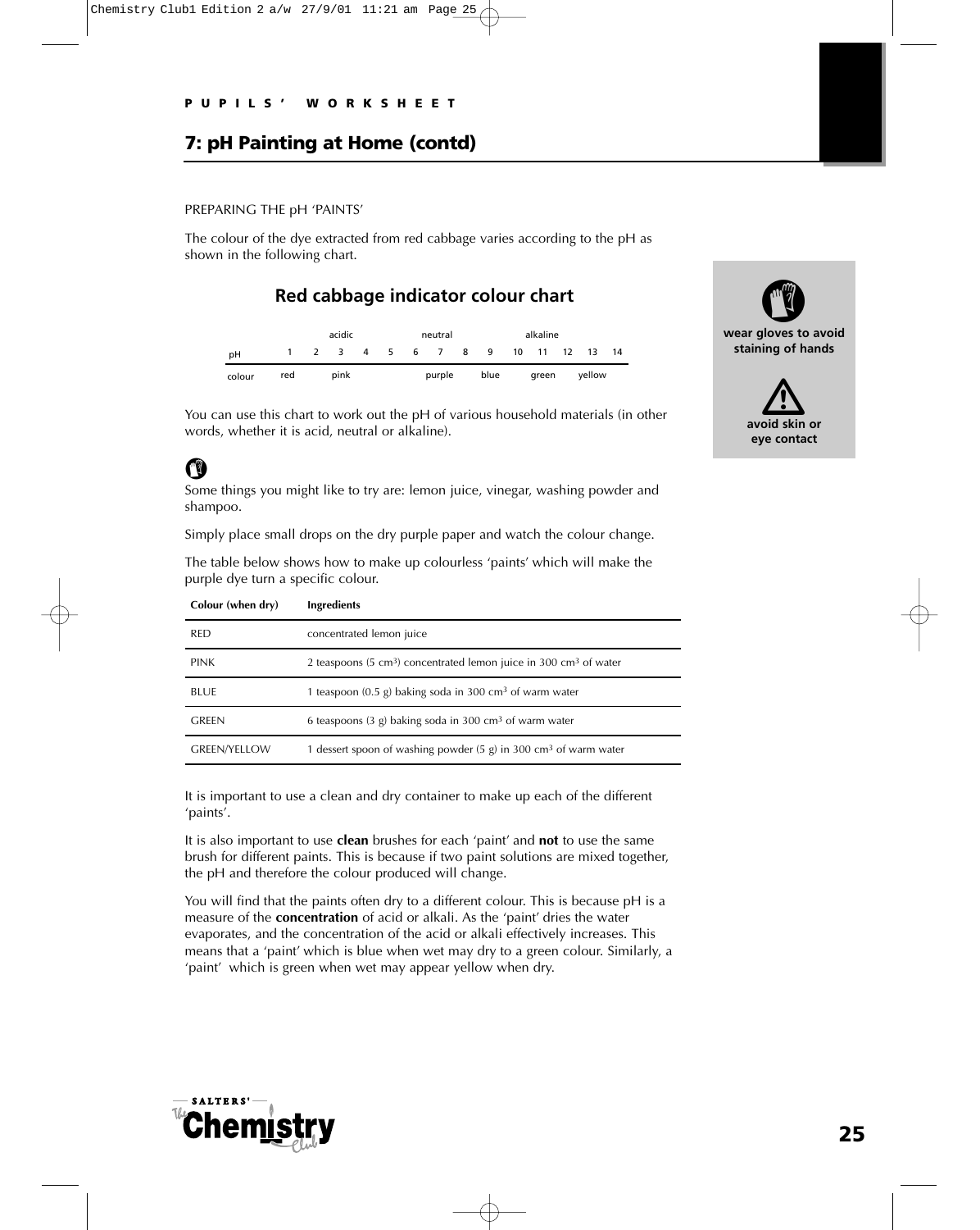PUPILS' WORKSHEET

## 7: pH Painting at Home (contd)

PREPARING THE pH 'PAINTS'

The colour of the dye extracted from red cabbage varies according to the pH as shown in the following chart.

### Red cabbage indicator colour chart

acidic
neutral
alkaline
pH 1 2 3 4 5 6 7 8 9 10 11 12 13 14
colour red pink purple blue green yellow

**wear gloves to avoid staining of hands**

**avoid skin or eye contact**

You can use this chart to work out the pH of various household materials (in other words, whether it is acid, neutral or alkaline).

Some things you might like to try are: lemon juice, vinegar, washing powder and shampoo.

Simply place small drops on the dry purple paper and watch the colour change.

The table below shows how to make up colourless 'paints' which will make the purple dye turn a specific colour.

| Colour (when dry) | Ingredients |
|---|---|
| RED | concentrated lemon juice |
| PINK | 2 teaspoons (5 $cm^3$) concentrated lemon juice in 300 $cm^3$ of water |
| BLUE | 1 teaspoon (0.5 g) baking soda in 300 $cm^3$ of warm water |
| GREEN | 6 teaspoons (3 g) baking soda in 300 $cm^3$ of warm water |
| GREEN/YELLOW | 1 dessert spoon of washing powder (5 g) in 300 $cm^3$ of warm water |

It is important to use a clean and dry container to make up each of the different 'paints'.

It is also important to use **clean** brushes for each 'paint' and **not** to use the same brush for different paints. This is because if two paint solutions are mixed together, the pH and therefore the colour produced will change.

You will find that the paints often dry to a different colour. This is because pH is a measure of the **concentration** of acid or alkali. As the 'paint' dries the water evaporates, and the concentration of the acid or alkali effectively increases. This means that a 'paint' which is blue when wet may dry to a green colour. Similarly, a 'paint' which is green when wet may appear yellow when dry.